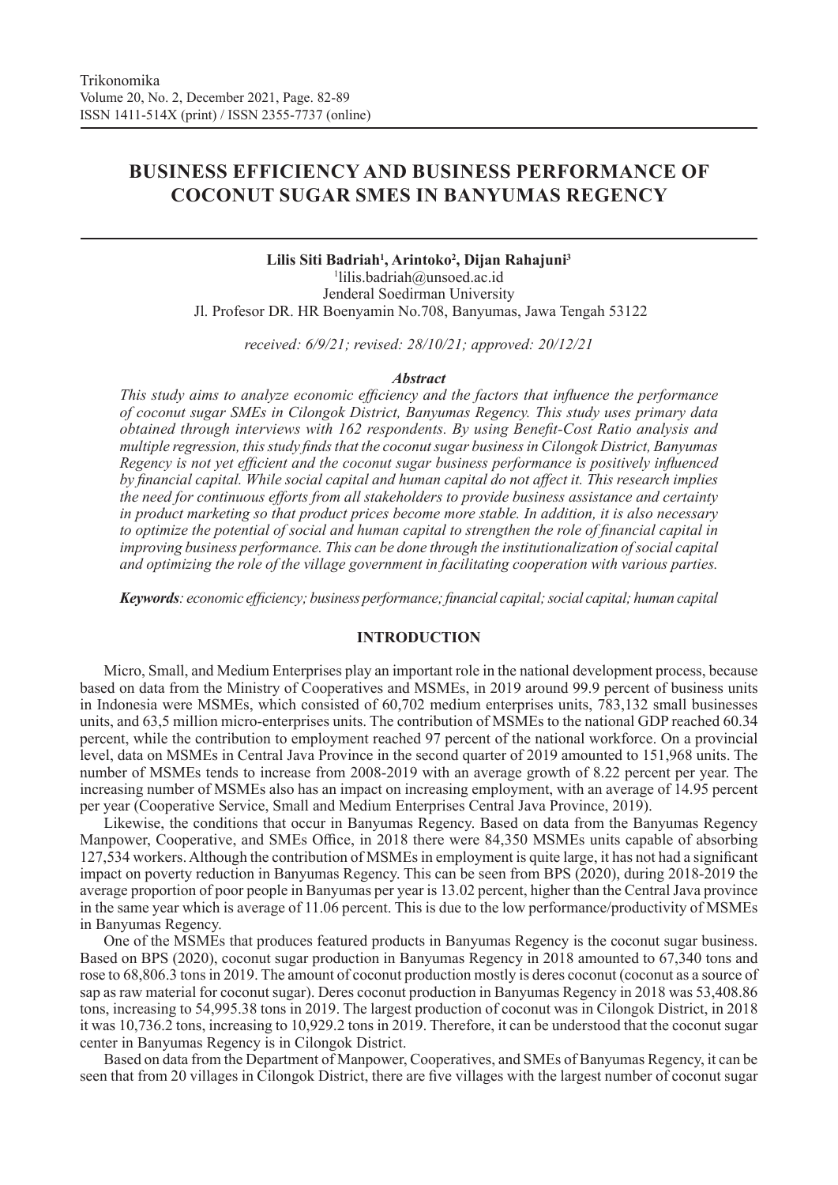# BUSINESS EFFICIENCY AND BUSINESS PERFORMANCE OF COCONUT SUGAR SMES IN BANYUMAS REGENCY

**Lilis Siti Badriah[1], Arintoko[2], Dijan Rahajuni[3]**

[1]lilis.badriah@unsoed.ac.id
Jenderal Soedirman University
Jl. Profesor DR. HR Boenyamin No.708, Banyumas, Jawa Tengah 53122

*received: 6/9/21; revised: 28/10/21; approved: 20/12/21*

***Abstract***

*This study aims to analyze economic efficiency and the factors that influence the performance of coconut sugar SMEs in Cilongok District, Banyumas Regency. This study uses primary data obtained through interviews with 162 respondents. By using Benefit-Cost Ratio analysis and multiple regression, this study finds that the coconut sugar business in Cilongok District, Banyumas Regency is not yet efficient and the coconut sugar business performance is positively influenced by financial capital. While social capital and human capital do not affect it. This research implies the need for continuous efforts from all stakeholders to provide business assistance and certainty in product marketing so that product prices become more stable. In addition, it is also necessary to optimize the potential of social and human capital to strengthen the role of financial capital in improving business performance. This can be done through the institutionalization of social capital and optimizing the role of the village government in facilitating cooperation with various parties.*

***Keywords**: economic efficiency; business performance; financial capital; social capital; human capital*

## INTRODUCTION

Micro, Small, and Medium Enterprises play an important role in the national development process, because based on data from the Ministry of Cooperatives and MSMEs, in 2019 around 99.9 percent of business units in Indonesia were MSMEs, which consisted of 60,702 medium enterprises units, 783,132 small businesses units, and 63,5 million micro-enterprises units. The contribution of MSMEs to the national GDP reached 60.34 percent, while the contribution to employment reached 97 percent of the national workforce. On a provincial level, data on MSMEs in Central Java Province in the second quarter of 2019 amounted to 151,968 units. The number of MSMEs tends to increase from 2008-2019 with an average growth of 8.22 percent per year. The increasing number of MSMEs also has an impact on increasing employment, with an average of 14.95 percent per year (Cooperative Service, Small and Medium Enterprises Central Java Province, 2019).

Likewise, the conditions that occur in Banyumas Regency. Based on data from the Banyumas Regency Manpower, Cooperative, and SMEs Office, in 2018 there were 84,350 MSMEs units capable of absorbing 127,534 workers. Although the contribution of MSMEs in employment is quite large, it has not had a significant impact on poverty reduction in Banyumas Regency. This can be seen from BPS (2020), during 2018-2019 the average proportion of poor people in Banyumas per year is 13.02 percent, higher than the Central Java province in the same year which is average of 11.06 percent. This is due to the low performance/productivity of MSMEs in Banyumas Regency.

One of the MSMEs that produces featured products in Banyumas Regency is the coconut sugar business. Based on BPS (2020), coconut sugar production in Banyumas Regency in 2018 amounted to 67,340 tons and rose to 68,806.3 tons in 2019. The amount of coconut production mostly is deres coconut (coconut as a source of sap as raw material for coconut sugar). Deres coconut production in Banyumas Regency in 2018 was 53,408.86 tons, increasing to 54,995.38 tons in 2019. The largest production of coconut was in Cilongok District, in 2018 it was 10,736.2 tons, increasing to 10,929.2 tons in 2019. Therefore, it can be understood that the coconut sugar center in Banyumas Regency is in Cilongok District.

Based on data from the Department of Manpower, Cooperatives, and SMEs of Banyumas Regency, it can be seen that from 20 villages in Cilongok District, there are five villages with the largest number of coconut sugar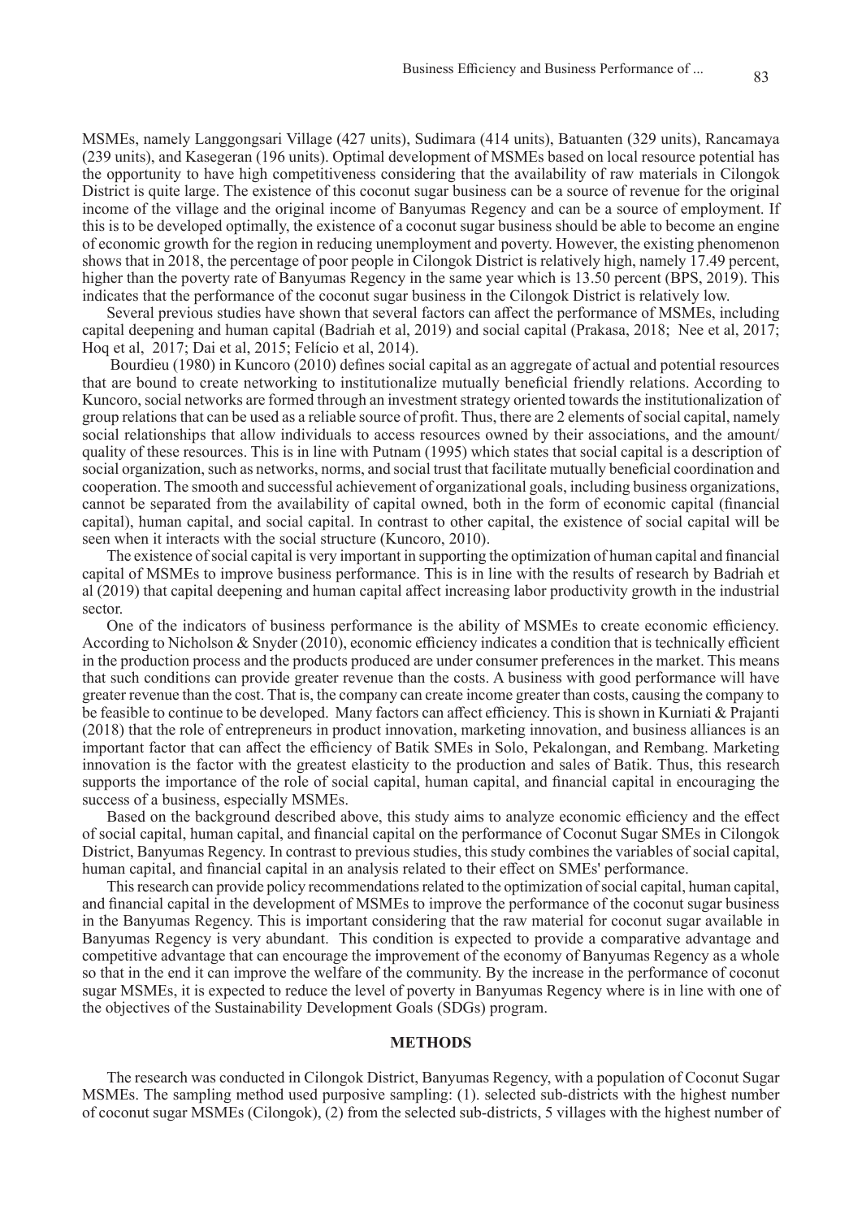MSMEs, namely Langgongsari Village (427 units), Sudimara (414 units), Batuanten (329 units), Rancamaya (239 units), and Kasegeran (196 units). Optimal development of MSMEs based on local resource potential has the opportunity to have high competitiveness considering that the availability of raw materials in Cilongok District is quite large. The existence of this coconut sugar business can be a source of revenue for the original income of the village and the original income of Banyumas Regency and can be a source of employment. If this is to be developed optimally, the existence of a coconut sugar business should be able to become an engine of economic growth for the region in reducing unemployment and poverty. However, the existing phenomenon shows that in 2018, the percentage of poor people in Cilongok District is relatively high, namely 17.49 percent, higher than the poverty rate of Banyumas Regency in the same year which is 13.50 percent (BPS, 2019). This indicates that the performance of the coconut sugar business in the Cilongok District is relatively low.

Several previous studies have shown that several factors can affect the performance of MSMEs, including capital deepening and human capital (Badriah et al, 2019) and social capital (Prakasa, 2018; Nee et al, 2017; Hoq et al, 2017; Dai et al, 2015; Felício et al, 2014).

Bourdieu (1980) in Kuncoro (2010) defines social capital as an aggregate of actual and potential resources that are bound to create networking to institutionalize mutually beneficial friendly relations. According to Kuncoro, social networks are formed through an investment strategy oriented towards the institutionalization of group relations that can be used as a reliable source of profit. Thus, there are 2 elements of social capital, namely social relationships that allow individuals to access resources owned by their associations, and the amount/quality of these resources. This is in line with Putnam (1995) which states that social capital is a description of social organization, such as networks, norms, and social trust that facilitate mutually beneficial coordination and cooperation. The smooth and successful achievement of organizational goals, including business organizations, cannot be separated from the availability of capital owned, both in the form of economic capital (financial capital), human capital, and social capital. In contrast to other capital, the existence of social capital will be seen when it interacts with the social structure (Kuncoro, 2010).

The existence of social capital is very important in supporting the optimization of human capital and financial capital of MSMEs to improve business performance. This is in line with the results of research by Badriah et al (2019) that capital deepening and human capital affect increasing labor productivity growth in the industrial sector.

One of the indicators of business performance is the ability of MSMEs to create economic efficiency. According to Nicholson & Snyder (2010), economic efficiency indicates a condition that is technically efficient in the production process and the products produced are under consumer preferences in the market. This means that such conditions can provide greater revenue than the costs. A business with good performance will have greater revenue than the cost. That is, the company can create income greater than costs, causing the company to be feasible to continue to be developed. Many factors can affect efficiency. This is shown in Kurniati & Prajanti (2018) that the role of entrepreneurs in product innovation, marketing innovation, and business alliances is an important factor that can affect the efficiency of Batik SMEs in Solo, Pekalongan, and Rembang. Marketing innovation is the factor with the greatest elasticity to the production and sales of Batik. Thus, this research supports the importance of the role of social capital, human capital, and financial capital in encouraging the success of a business, especially MSMEs.

Based on the background described above, this study aims to analyze economic efficiency and the effect of social capital, human capital, and financial capital on the performance of Coconut Sugar SMEs in Cilongok District, Banyumas Regency. In contrast to previous studies, this study combines the variables of social capital, human capital, and financial capital in an analysis related to their effect on SMEs' performance.

This research can provide policy recommendations related to the optimization of social capital, human capital, and financial capital in the development of MSMEs to improve the performance of the coconut sugar business in the Banyumas Regency. This is important considering that the raw material for coconut sugar available in Banyumas Regency is very abundant. This condition is expected to provide a comparative advantage and competitive advantage that can encourage the improvement of the economy of Banyumas Regency as a whole so that in the end it can improve the welfare of the community. By the increase in the performance of coconut sugar MSMEs, it is expected to reduce the level of poverty in Banyumas Regency where is in line with one of the objectives of the Sustainability Development Goals (SDGs) program.

## METHODS

The research was conducted in Cilongok District, Banyumas Regency, with a population of Coconut Sugar MSMEs. The sampling method used purposive sampling: (1). selected sub-districts with the highest number of coconut sugar MSMEs (Cilongok), (2) from the selected sub-districts, 5 villages with the highest number of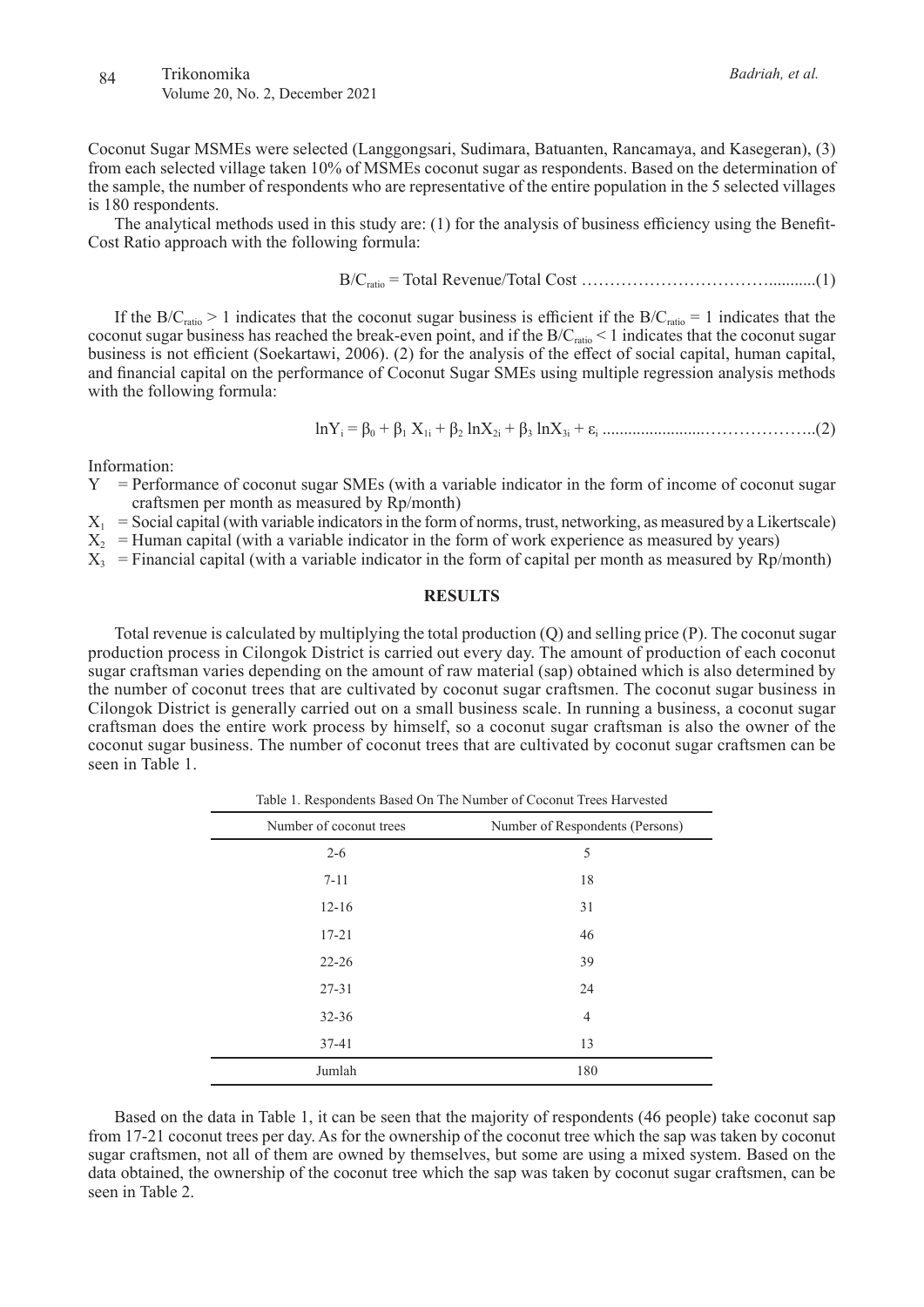Coconut Sugar MSMEs were selected (Langgongsari, Sudimara, Batuanten, Rancamaya, and Kasegeran), (3) from each selected village taken 10% of MSMEs coconut sugar as respondents. Based on the determination of the sample, the number of respondents who are representative of the entire population in the 5 selected villages is 180 respondents.

The analytical methods used in this study are: (1) for the analysis of business efficiency using the Benefit-Cost Ratio approach with the following formula:

$$B/C_{ratio} = \text{Total Revenue}/\text{Total Cost} \quad \ldots\ldots\ldots\ldots\ldots\ldots\ldots\ldots\ldots\ldots(1)$$

If the $B/C_{ratio} > 1$ indicates that the coconut sugar business is efficient if the $B/C_{ratio} = 1$ indicates that the coconut sugar business has reached the break-even point, and if the $B/C_{ratio} < 1$ indicates that the coconut sugar business is not efficient (Soekartawi, 2006). (2) for the analysis of the effect of social capital, human capital, and financial capital on the performance of Coconut Sugar SMEs using multiple regression analysis methods with the following formula:

$$\ln Y_i = \beta_0 + \beta_1 X_{1i} + \beta_2 \ln X_{2i} + \beta_3 \ln X_{3i} + \varepsilon_i \quad \ldots\ldots\ldots\ldots\ldots\ldots\ldots\ldots\ldots\ldots(2)$$

Information:

- $Y$ = Performance of coconut sugar SMEs (with a variable indicator in the form of income of coconut sugar craftsmen per month as measured by Rp/month)
- $X_1$ = Social capital (with variable indicators in the form of norms, trust, networking, as measured by a Likertscale)
- $X_2$ = Human capital (with a variable indicator in the form of work experience as measured by years)
- $X_3$ = Financial capital (with a variable indicator in the form of capital per month as measured by Rp/month)

## RESULTS

Total revenue is calculated by multiplying the total production (Q) and selling price (P). The coconut sugar production process in Cilongok District is carried out every day. The amount of production of each coconut sugar craftsman varies depending on the amount of raw material (sap) obtained which is also determined by the number of coconut trees that are cultivated by coconut sugar craftsmen. The coconut sugar business in Cilongok District is generally carried out on a small business scale. In running a business, a coconut sugar craftsman does the entire work process by himself, so a coconut sugar craftsman is also the owner of the coconut sugar business. The number of coconut trees that are cultivated by coconut sugar craftsmen can be seen in Table 1.

Table 1. Respondents Based On The Number of Coconut Trees Harvested

| Number of coconut trees | Number of Respondents (Persons) |
|---|---|
| 2-6 | 5 |
| 7-11 | 18 |
| 12-16 | 31 |
| 17-21 | 46 |
| 22-26 | 39 |
| 27-31 | 24 |
| 32-36 | 4 |
| 37-41 | 13 |
| Jumlah | 180 |

Based on the data in Table 1, it can be seen that the majority of respondents (46 people) take coconut sap from 17-21 coconut trees per day. As for the ownership of the coconut tree which the sap was taken by coconut sugar craftsmen, not all of them are owned by themselves, but some are using a mixed system. Based on the data obtained, the ownership of the coconut tree which the sap was taken by coconut sugar craftsmen, can be seen in Table 2.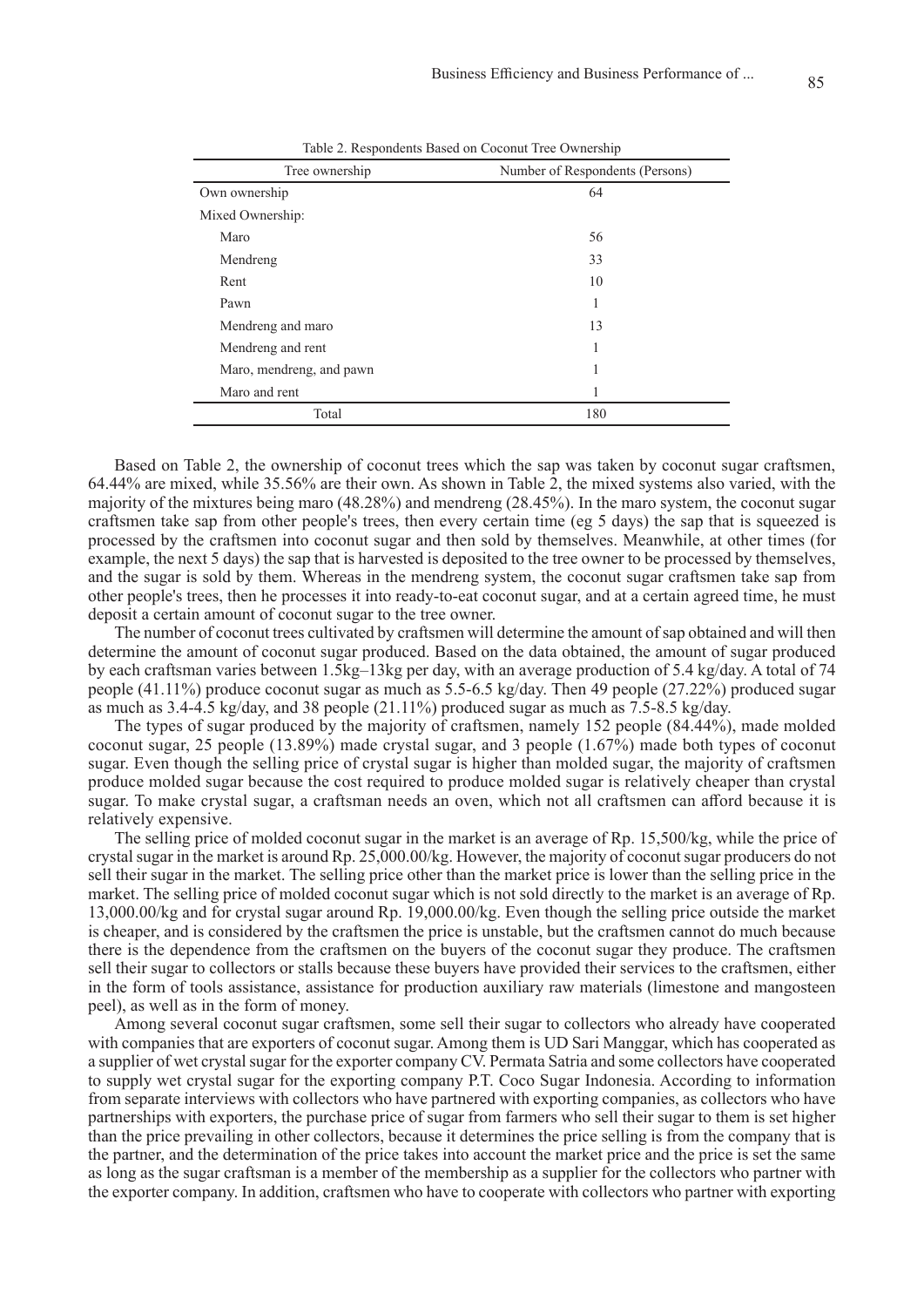Table 2. Respondents Based on Coconut Tree Ownership

| Tree ownership | Number of Respondents (Persons) |
|---|---|
| Own ownership | 64 |
| Mixed Ownership: | |
| Maro | 56 |
| Mendreng | 33 |
| Rent | 10 |
| Pawn | 1 |
| Mendreng and maro | 13 |
| Mendreng and rent | 1 |
| Maro, mendreng, and pawn | 1 |
| Maro and rent | 1 |
| Total | 180 |

Based on Table 2, the ownership of coconut trees which the sap was taken by coconut sugar craftsmen, 64.44% are mixed, while 35.56% are their own. As shown in Table 2, the mixed systems also varied, with the majority of the mixtures being maro (48.28%) and mendreng (28.45%). In the maro system, the coconut sugar craftsmen take sap from other people's trees, then every certain time (eg 5 days) the sap that is squeezed is processed by the craftsmen into coconut sugar and then sold by themselves. Meanwhile, at other times (for example, the next 5 days) the sap that is harvested is deposited to the tree owner to be processed by themselves, and the sugar is sold by them. Whereas in the mendreng system, the coconut sugar craftsmen take sap from other people's trees, then he processes it into ready-to-eat coconut sugar, and at a certain agreed time, he must deposit a certain amount of coconut sugar to the tree owner.

The number of coconut trees cultivated by craftsmen will determine the amount of sap obtained and will then determine the amount of coconut sugar produced. Based on the data obtained, the amount of sugar produced by each craftsman varies between 1.5kg–13kg per day, with an average production of 5.4 kg/day. A total of 74 people (41.11%) produce coconut sugar as much as 5.5-6.5 kg/day. Then 49 people (27.22%) produced sugar as much as 3.4-4.5 kg/day, and 38 people (21.11%) produced sugar as much as 7.5-8.5 kg/day.

The types of sugar produced by the majority of craftsmen, namely 152 people (84.44%), made molded coconut sugar, 25 people (13.89%) made crystal sugar, and 3 people (1.67%) made both types of coconut sugar. Even though the selling price of crystal sugar is higher than molded sugar, the majority of craftsmen produce molded sugar because the cost required to produce molded sugar is relatively cheaper than crystal sugar. To make crystal sugar, a craftsman needs an oven, which not all craftsmen can afford because it is relatively expensive.

The selling price of molded coconut sugar in the market is an average of Rp. 15,500/kg, while the price of crystal sugar in the market is around Rp. 25,000.00/kg. However, the majority of coconut sugar producers do not sell their sugar in the market. The selling price other than the market price is lower than the selling price in the market. The selling price of molded coconut sugar which is not sold directly to the market is an average of Rp. 13,000.00/kg and for crystal sugar around Rp. 19,000.00/kg. Even though the selling price outside the market is cheaper, and is considered by the craftsmen the price is unstable, but the craftsmen cannot do much because there is the dependence from the craftsmen on the buyers of the coconut sugar they produce. The craftsmen sell their sugar to collectors or stalls because these buyers have provided their services to the craftsmen, either in the form of tools assistance, assistance for production auxiliary raw materials (limestone and mangosteen peel), as well as in the form of money.

Among several coconut sugar craftsmen, some sell their sugar to collectors who already have cooperated with companies that are exporters of coconut sugar. Among them is UD Sari Manggar, which has cooperated as a supplier of wet crystal sugar for the exporter company CV. Permata Satria and some collectors have cooperated to supply wet crystal sugar for the exporting company P.T. Coco Sugar Indonesia. According to information from separate interviews with collectors who have partnered with exporting companies, as collectors who have partnerships with exporters, the purchase price of sugar from farmers who sell their sugar to them is set higher than the price prevailing in other collectors, because it determines the price selling is from the company that is the partner, and the determination of the price takes into account the market price and the price is set the same as long as the sugar craftsman is a member of the membership as a supplier for the collectors who partner with the exporter company. In addition, craftsmen who have to cooperate with collectors who partner with exporting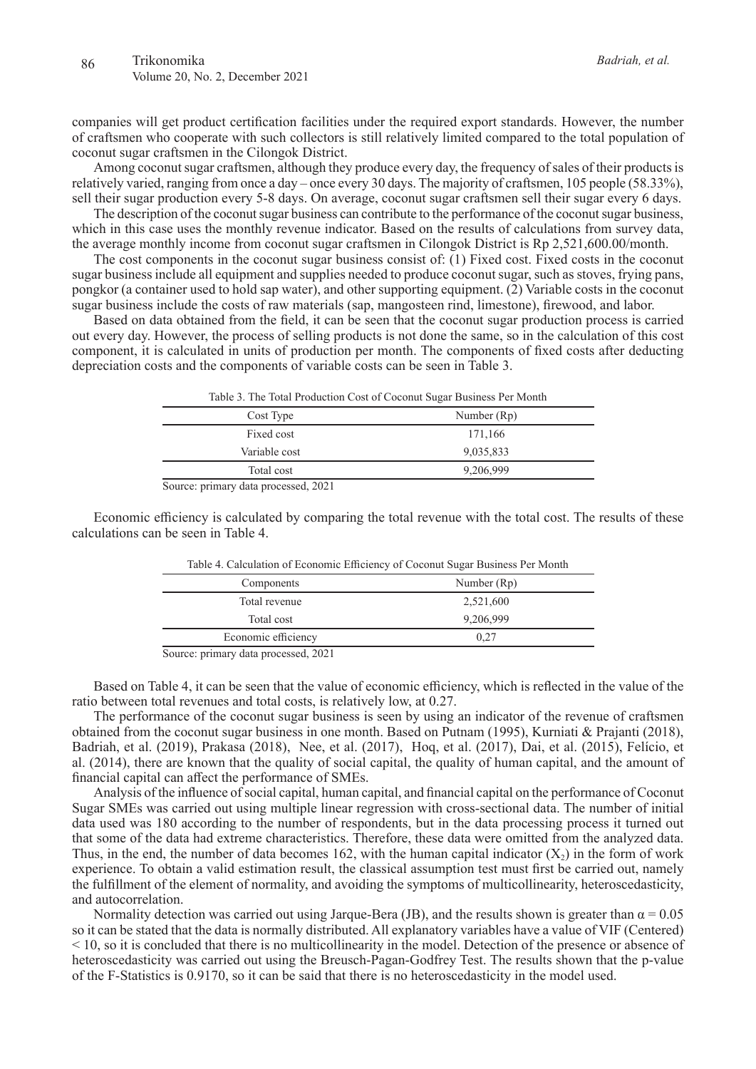companies will get product certification facilities under the required export standards. However, the number of craftsmen who cooperate with such collectors is still relatively limited compared to the total population of coconut sugar craftsmen in the Cilongok District.

Among coconut sugar craftsmen, although they produce every day, the frequency of sales of their products is relatively varied, ranging from once a day – once every 30 days. The majority of craftsmen, 105 people (58.33%), sell their sugar production every 5-8 days. On average, coconut sugar craftsmen sell their sugar every 6 days.

The description of the coconut sugar business can contribute to the performance of the coconut sugar business, which in this case uses the monthly revenue indicator. Based on the results of calculations from survey data, the average monthly income from coconut sugar craftsmen in Cilongok District is Rp 2,521,600.00/month.

The cost components in the coconut sugar business consist of: (1) Fixed cost. Fixed costs in the coconut sugar business include all equipment and supplies needed to produce coconut sugar, such as stoves, frying pans, pongkor (a container used to hold sap water), and other supporting equipment. (2) Variable costs in the coconut sugar business include the costs of raw materials (sap, mangosteen rind, limestone), firewood, and labor.

Based on data obtained from the field, it can be seen that the coconut sugar production process is carried out every day. However, the process of selling products is not done the same, so in the calculation of this cost component, it is calculated in units of production per month. The components of fixed costs after deducting depreciation costs and the components of variable costs can be seen in Table 3.

Table 3. The Total Production Cost of Coconut Sugar Business Per Month

| Cost Type | Number (Rp) |
|---|---|
| Fixed cost | 171,166 |
| Variable cost | 9,035,833 |
| Total cost | 9,206,999 |

Source: primary data processed, 2021

Economic efficiency is calculated by comparing the total revenue with the total cost. The results of these calculations can be seen in Table 4.

Table 4. Calculation of Economic Efficiency of Coconut Sugar Business Per Month

| Components | Number (Rp) |
|---|---|
| Total revenue | 2,521,600 |
| Total cost | 9,206,999 |
| Economic efficiency | 0,27 |

Source: primary data processed, 2021

Based on Table 4, it can be seen that the value of economic efficiency, which is reflected in the value of the ratio between total revenues and total costs, is relatively low, at 0.27.

The performance of the coconut sugar business is seen by using an indicator of the revenue of craftsmen obtained from the coconut sugar business in one month. Based on Putnam (1995), Kurniati & Prajanti (2018), Badriah, et al. (2019), Prakasa (2018), Nee, et al. (2017), Hoq, et al. (2017), Dai, et al. (2015), Felício, et al. (2014), there are known that the quality of social capital, the quality of human capital, and the amount of financial capital can affect the performance of SMEs.

Analysis of the influence of social capital, human capital, and financial capital on the performance of Coconut Sugar SMEs was carried out using multiple linear regression with cross-sectional data. The number of initial data used was 180 according to the number of respondents, but in the data processing process it turned out that some of the data had extreme characteristics. Therefore, these data were omitted from the analyzed data. Thus, in the end, the number of data becomes 162, with the human capital indicator ($X_2$) in the form of work experience. To obtain a valid estimation result, the classical assumption test must first be carried out, namely the fulfillment of the element of normality, and avoiding the symptoms of multicollinearity, heteroscedasticity, and autocorrelation.

Normality detection was carried out using Jarque-Bera (JB), and the results shown is greater than $\alpha = 0.05$ so it can be stated that the data is normally distributed. All explanatory variables have a value of VIF (Centered) $< 10$, so it is concluded that there is no multicollinearity in the model. Detection of the presence or absence of heteroscedasticity was carried out using the Breusch-Pagan-Godfrey Test. The results shown that the p-value of the F-Statistics is 0.9170, so it can be said that there is no heteroscedasticity in the model used.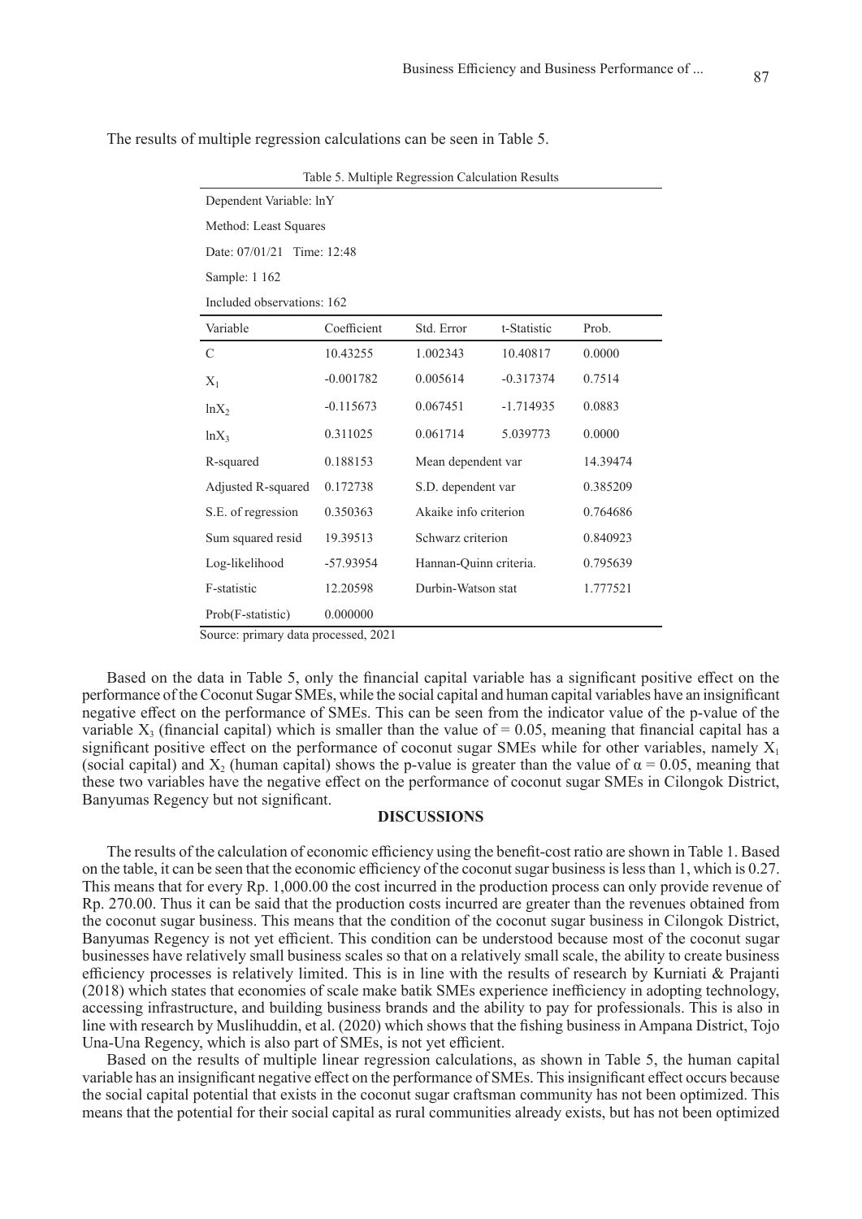The results of multiple regression calculations can be seen in Table 5.

Table 5. Multiple Regression Calculation Results

| Dependent Variable: lnY | | | | |
|---|---|---|---|---|
| Method: Least Squares | | | | |
| Date: 07/01/21 Time: 12:48 | | | | |
| Sample: 1 162 | | | | |
| Included observations: 162 | | | | |
| Variable | Coefficient | Std. Error | t-Statistic | Prob. |
| C | 10.43255 | 1.002343 | 10.40817 | 0.0000 |
| $X_1$ | -0.001782 | 0.005614 | -0.317374 | 0.7514 |
| $lnX_2$ | -0.115673 | 0.067451 | -1.714935 | 0.0883 |
| $lnX_3$ | 0.311025 | 0.061714 | 5.039773 | 0.0000 |
| R-squared | 0.188153 | Mean dependent var | | 14.39474 |
| Adjusted R-squared | 0.172738 | S.D. dependent var | | 0.385209 |
| S.E. of regression | 0.350363 | Akaike info criterion | | 0.764686 |
| Sum squared resid | 19.39513 | Schwarz criterion | | 0.840923 |
| Log-likelihood | -57.93954 | Hannan-Quinn criteria. | | 0.795639 |
| F-statistic | 12.20598 | Durbin-Watson stat | | 1.777521 |
| Prob(F-statistic) | 0.000000 | | | |

Source: primary data processed, 2021

Based on the data in Table 5, only the financial capital variable has a significant positive effect on the performance of the Coconut Sugar SMEs, while the social capital and human capital variables have an insignificant negative effect on the performance of SMEs. This can be seen from the indicator value of the p-value of the variable $X_3$ (financial capital) which is smaller than the value of = 0.05, meaning that financial capital has a significant positive effect on the performance of coconut sugar SMEs while for other variables, namely $X_1$ (social capital) and $X_2$ (human capital) shows the p-value is greater than the value of $\alpha = 0.05$, meaning that these two variables have the negative effect on the performance of coconut sugar SMEs in Cilongok District, Banyumas Regency but not significant.

## DISCUSSIONS

The results of the calculation of economic efficiency using the benefit-cost ratio are shown in Table 1. Based on the table, it can be seen that the economic efficiency of the coconut sugar business is less than 1, which is 0.27. This means that for every Rp. 1,000.00 the cost incurred in the production process can only provide revenue of Rp. 270.00. Thus it can be said that the production costs incurred are greater than the revenues obtained from the coconut sugar business. This means that the condition of the coconut sugar business in Cilongok District, Banyumas Regency is not yet efficient. This condition can be understood because most of the coconut sugar businesses have relatively small business scales so that on a relatively small scale, the ability to create business efficiency processes is relatively limited. This is in line with the results of research by Kurniati & Prajanti (2018) which states that economies of scale make batik SMEs experience inefficiency in adopting technology, accessing infrastructure, and building business brands and the ability to pay for professionals. This is also in line with research by Muslihuddin, et al. (2020) which shows that the fishing business in Ampana District, Tojo Una-Una Regency, which is also part of SMEs, is not yet efficient.

Based on the results of multiple linear regression calculations, as shown in Table 5, the human capital variable has an insignificant negative effect on the performance of SMEs. This insignificant effect occurs because the social capital potential that exists in the coconut sugar craftsman community has not been optimized. This means that the potential for their social capital as rural communities already exists, but has not been optimized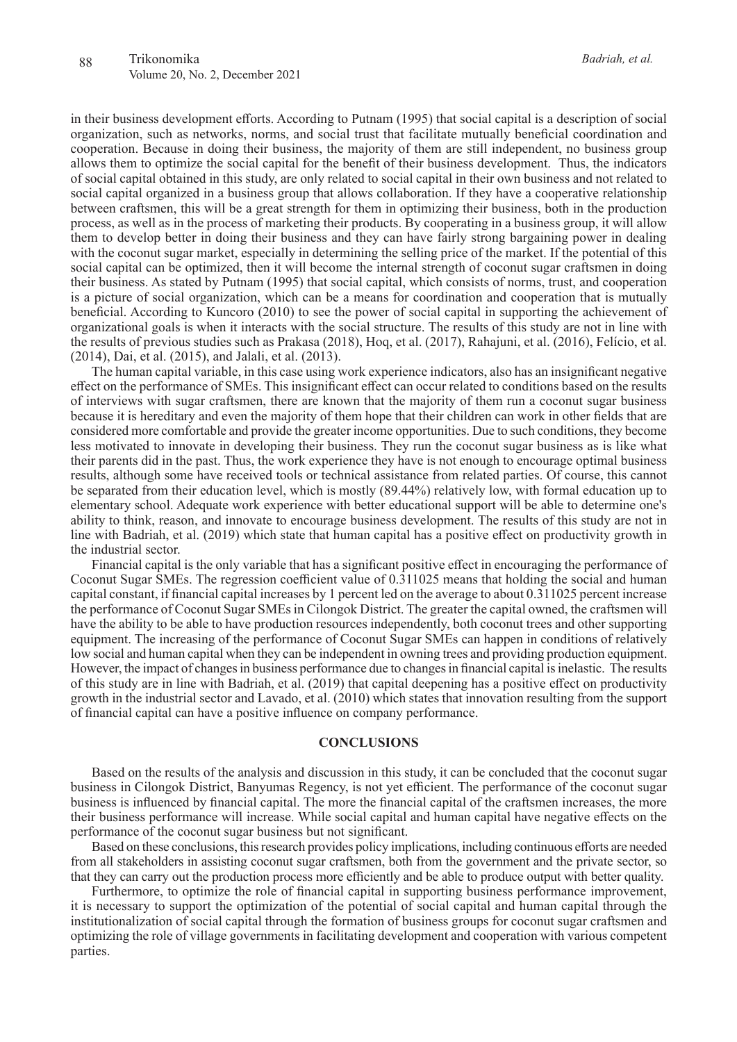in their business development efforts. According to Putnam (1995) that social capital is a description of social organization, such as networks, norms, and social trust that facilitate mutually beneficial coordination and cooperation. Because in doing their business, the majority of them are still independent, no business group allows them to optimize the social capital for the benefit of their business development. Thus, the indicators of social capital obtained in this study, are only related to social capital in their own business and not related to social capital organized in a business group that allows collaboration. If they have a cooperative relationship between craftsmen, this will be a great strength for them in optimizing their business, both in the production process, as well as in the process of marketing their products. By cooperating in a business group, it will allow them to develop better in doing their business and they can have fairly strong bargaining power in dealing with the coconut sugar market, especially in determining the selling price of the market. If the potential of this social capital can be optimized, then it will become the internal strength of coconut sugar craftsmen in doing their business. As stated by Putnam (1995) that social capital, which consists of norms, trust, and cooperation is a picture of social organization, which can be a means for coordination and cooperation that is mutually beneficial. According to Kuncoro (2010) to see the power of social capital in supporting the achievement of organizational goals is when it interacts with the social structure. The results of this study are not in line with the results of previous studies such as Prakasa (2018), Hoq, et al. (2017), Rahajuni, et al. (2016), Felício, et al. (2014), Dai, et al. (2015), and Jalali, et al. (2013).

The human capital variable, in this case using work experience indicators, also has an insignificant negative effect on the performance of SMEs. This insignificant effect can occur related to conditions based on the results of interviews with sugar craftsmen, there are known that the majority of them run a coconut sugar business because it is hereditary and even the majority of them hope that their children can work in other fields that are considered more comfortable and provide the greater income opportunities. Due to such conditions, they become less motivated to innovate in developing their business. They run the coconut sugar business as is like what their parents did in the past. Thus, the work experience they have is not enough to encourage optimal business results, although some have received tools or technical assistance from related parties. Of course, this cannot be separated from their education level, which is mostly (89.44%) relatively low, with formal education up to elementary school. Adequate work experience with better educational support will be able to determine one's ability to think, reason, and innovate to encourage business development. The results of this study are not in line with Badriah, et al. (2019) which state that human capital has a positive effect on productivity growth in the industrial sector.

Financial capital is the only variable that has a significant positive effect in encouraging the performance of Coconut Sugar SMEs. The regression coefficient value of 0.311025 means that holding the social and human capital constant, if financial capital increases by 1 percent led on the average to about 0.311025 percent increase the performance of Coconut Sugar SMEs in Cilongok District. The greater the capital owned, the craftsmen will have the ability to be able to have production resources independently, both coconut trees and other supporting equipment. The increasing of the performance of Coconut Sugar SMEs can happen in conditions of relatively low social and human capital when they can be independent in owning trees and providing production equipment. However, the impact of changes in business performance due to changes in financial capital is inelastic. The results of this study are in line with Badriah, et al. (2019) that capital deepening has a positive effect on productivity growth in the industrial sector and Lavado, et al. (2010) which states that innovation resulting from the support of financial capital can have a positive influence on company performance.

## CONCLUSIONS

Based on the results of the analysis and discussion in this study, it can be concluded that the coconut sugar business in Cilongok District, Banyumas Regency, is not yet efficient. The performance of the coconut sugar business is influenced by financial capital. The more the financial capital of the craftsmen increases, the more their business performance will increase. While social capital and human capital have negative effects on the performance of the coconut sugar business but not significant.

Based on these conclusions, this research provides policy implications, including continuous efforts are needed from all stakeholders in assisting coconut sugar craftsmen, both from the government and the private sector, so that they can carry out the production process more efficiently and be able to produce output with better quality.

Furthermore, to optimize the role of financial capital in supporting business performance improvement, it is necessary to support the optimization of the potential of social capital and human capital through the institutionalization of social capital through the formation of business groups for coconut sugar craftsmen and optimizing the role of village governments in facilitating development and cooperation with various competent parties.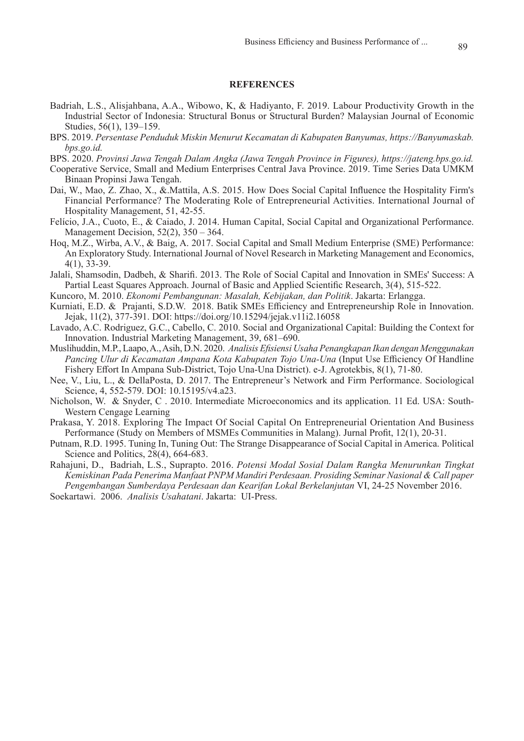## REFERENCES

Badriah, L.S., Alisjahbana, A.A., Wibowo, K, & Hadiyanto, F. 2019. Labour Productivity Growth in the Industrial Sector of Indonesia: Structural Bonus or Structural Burden? Malaysian Journal of Economic Studies, 56(1), 139–159.

BPS. 2019. *Persentase Penduduk Miskin Menurut Kecamatan di Kabupaten Banyumas, https://Banyumaskab.bps.go.id.*

BPS. 2020. *Provinsi Jawa Tengah Dalam Angka (Jawa Tengah Province in Figures), https://jateng.bps.go.id.*

Cooperative Service, Small and Medium Enterprises Central Java Province. 2019. Time Series Data UMKM Binaan Propinsi Jawa Tengah.

Dai, W., Mao, Z. Zhao, X., &.Mattila, A.S. 2015. How Does Social Capital Influence the Hospitality Firm's Financial Performance? The Moderating Role of Entrepreneurial Activities. International Journal of Hospitality Management, 51, 42-55.

Felício, J.A., Cuoto, E., & Caiado, J. 2014. Human Capital, Social Capital and Organizational Performance. Management Decision, 52(2), 350 – 364.

Hoq, M.Z., Wirba, A.V., & Baig, A. 2017. Social Capital and Small Medium Enterprise (SME) Performance: An Exploratory Study. International Journal of Novel Research in Marketing Management and Economics, 4(1), 33-39.

Jalali, Shamsodin, Dadbeh, & Sharifi. 2013. The Role of Social Capital and Innovation in SMEs' Success: A Partial Least Squares Approach. Journal of Basic and Applied Scientific Research, 3(4), 515-522.

Kuncoro, M. 2010. *Ekonomi Pembangunan: Masalah, Kebijakan, dan Politik*. Jakarta: Erlangga.

Kurniati, E.D. & Prajanti, S.D.W. 2018. Batik SMEs Efficiency and Entrepreneurship Role in Innovation. Jejak, 11(2), 377-391. DOI: https://doi.org/10.15294/jejak.v11i2.16058

Lavado, A.C. Rodriguez, G.C., Cabello, C. 2010. Social and Organizational Capital: Building the Context for Innovation. Industrial Marketing Management, 39, 681–690.

Muslihuddin, M.P., Laapo, A., Asih, D.N. 2020. *Analisis Efisiensi Usaha Penangkapan Ikan dengan Menggunakan Pancing Ulur di Kecamatan Ampana Kota Kabupaten Tojo Una-Una* (Input Use Efficiency Of Handline Fishery Effort In Ampana Sub-District, Tojo Una-Una District). e-J. Agrotekbis, 8(1), 71-80.

Nee, V., Liu, L., & DellaPosta, D. 2017. The Entrepreneur's Network and Firm Performance. Sociological Science, 4, 552-579. DOI: 10.15195/v4.a23.

Nicholson, W. & Snyder, C . 2010. Intermediate Microeconomics and its application. 11 Ed. USA: South-Western Cengage Learning

Prakasa, Y. 2018. Exploring The Impact Of Social Capital On Entrepreneurial Orientation And Business Performance (Study on Members of MSMEs Communities in Malang). Jurnal Profit, 12(1), 20-31.

Putnam, R.D. 1995. Tuning In, Tuning Out: The Strange Disappearance of Social Capital in America. Political Science and Politics, 28(4), 664-683.

Rahajuni, D., Badriah, L.S., Suprapto. 2016. *Potensi Modal Sosial Dalam Rangka Menurunkan Tingkat Kemiskinan Pada Penerima Manfaat PNPM Mandiri Perdesaan. Prosiding Seminar Nasional & Call paper Pengembangan Sumberdaya Perdesaan dan Kearifan Lokal Berkelanjutan* VI, 24-25 November 2016.

Soekartawi. 2006. *Analisis Usahatani*. Jakarta: UI-Press.